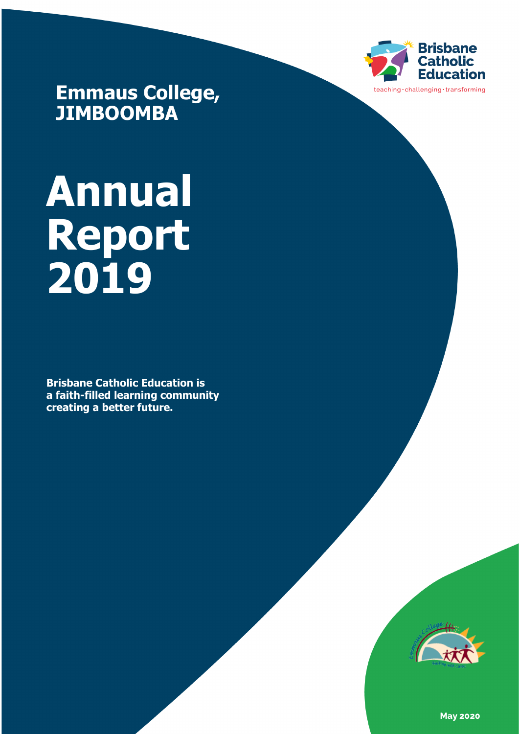# Emmaus College, JIMBOOMBA

Brisbane Catholic Education

teaching · challenging · transforming

# Annual Report 2019

**Brisbane Catholic Education is a faith-filled learning community creating a better future.**

**May 2020**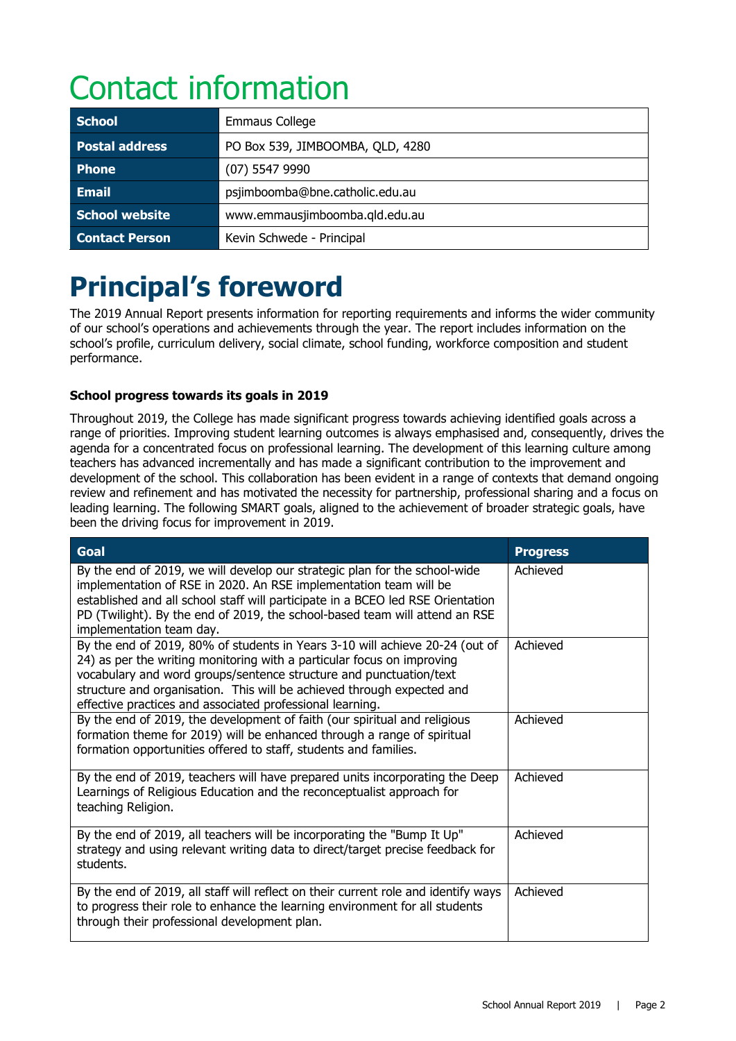# Contact information

| School | Emmaus College |
|---|---|
| Postal address | PO Box 539, JIMBOOMBA, QLD, 4280 |
| Phone | (07) 5547 9990 |
| Email | psjimboomba@bne.catholic.edu.au |
| School website | www.emmausjimboomba.qld.edu.au |
| Contact Person | Kevin Schwede - Principal |

# Principal's foreword

The 2019 Annual Report presents information for reporting requirements and informs the wider community of our school's operations and achievements through the year. The report includes information on the school's profile, curriculum delivery, social climate, school funding, workforce composition and student performance.

### School progress towards its goals in 2019

Throughout 2019, the College has made significant progress towards achieving identified goals across a range of priorities. Improving student learning outcomes is always emphasised and, consequently, drives the agenda for a concentrated focus on professional learning. The development of this learning culture among teachers has advanced incrementally and has made a significant contribution to the improvement and development of the school. This collaboration has been evident in a range of contexts that demand ongoing review and refinement and has motivated the necessity for partnership, professional sharing and a focus on leading learning. The following SMART goals, aligned to the achievement of broader strategic goals, have been the driving focus for improvement in 2019.

| Goal | Progress |
|---|---|
| By the end of 2019, we will develop our strategic plan for the school-wide implementation of RSE in 2020. An RSE implementation team will be established and all school staff will participate in a BCEO led RSE Orientation PD (Twilight). By the end of 2019, the school-based team will attend an RSE implementation team day. | Achieved |
| By the end of 2019, 80% of students in Years 3-10 will achieve 20-24 (out of 24) as per the writing monitoring with a particular focus on improving vocabulary and word groups/sentence structure and punctuation/text structure and organisation. This will be achieved through expected and effective practices and associated professional learning. | Achieved |
| By the end of 2019, the development of faith (our spiritual and religious formation theme for 2019) will be enhanced through a range of spiritual formation opportunities offered to staff, students and families. | Achieved |
| By the end of 2019, teachers will have prepared units incorporating the Deep Learnings of Religious Education and the reconceptualist approach for teaching Religion. | Achieved |
| By the end of 2019, all teachers will be incorporating the "Bump It Up" strategy and using relevant writing data to direct/target precise feedback for students. | Achieved |
| By the end of 2019, all staff will reflect on their current role and identify ways to progress their role to enhance the learning environment for all students through their professional development plan. | Achieved |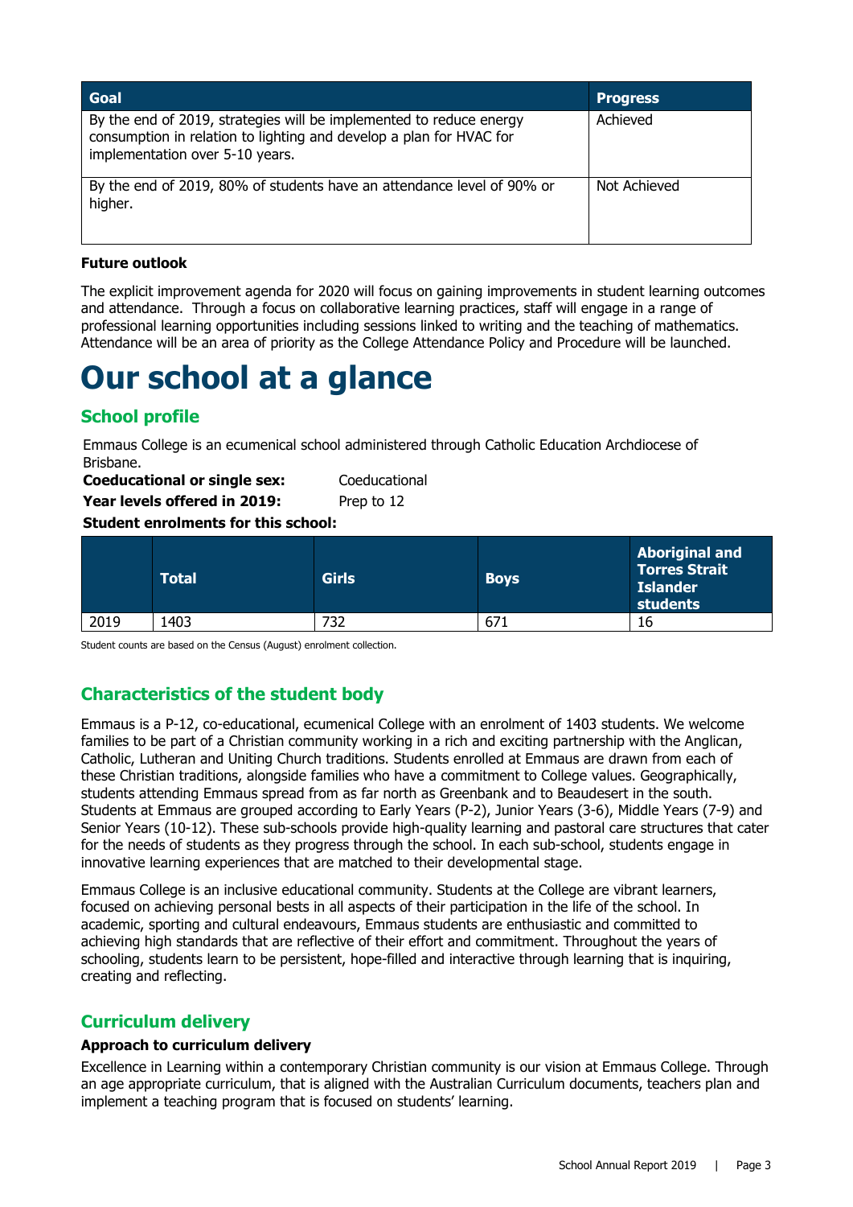| Goal | Progress |
| --- | --- |
| By the end of 2019, strategies will be implemented to reduce energy consumption in relation to lighting and develop a plan for HVAC for implementation over 5-10 years. | Achieved |
| By the end of 2019, 80% of students have an attendance level of 90% or higher. | Not Achieved |

**Future outlook**

The explicit improvement agenda for 2020 will focus on gaining improvements in student learning outcomes and attendance. Through a focus on collaborative learning practices, staff will engage in a range of professional learning opportunities including sessions linked to writing and the teaching of mathematics. Attendance will be an area of priority as the College Attendance Policy and Procedure will be launched.

# Our school at a glance

## School profile

Emmaus College is an ecumenical school administered through Catholic Education Archdiocese of Brisbane.

**Coeducational or single sex:** Coeducational

**Year levels offered in 2019:** Prep to 12

**Student enrolments for this school:**

| | Total | Girls | Boys | Aboriginal and Torres Strait Islander students |
| --- | --- | --- | --- | --- |
| 2019 | 1403 | 732 | 671 | 16 |

Student counts are based on the Census (August) enrolment collection.

## Characteristics of the student body

Emmaus is a P-12, co-educational, ecumenical College with an enrolment of 1403 students. We welcome families to be part of a Christian community working in a rich and exciting partnership with the Anglican, Catholic, Lutheran and Uniting Church traditions. Students enrolled at Emmaus are drawn from each of these Christian traditions, alongside families who have a commitment to College values. Geographically, students attending Emmaus spread from as far north as Greenbank and to Beaudesert in the south. Students at Emmaus are grouped according to Early Years (P-2), Junior Years (3-6), Middle Years (7-9) and Senior Years (10-12). These sub-schools provide high-quality learning and pastoral care structures that cater for the needs of students as they progress through the school. In each sub-school, students engage in innovative learning experiences that are matched to their developmental stage.

Emmaus College is an inclusive educational community. Students at the College are vibrant learners, focused on achieving personal bests in all aspects of their participation in the life of the school. In academic, sporting and cultural endeavours, Emmaus students are enthusiastic and committed to achieving high standards that are reflective of their effort and commitment. Throughout the years of schooling, students learn to be persistent, hope-filled and interactive through learning that is inquiring, creating and reflecting.

## Curriculum delivery

**Approach to curriculum delivery**

Excellence in Learning within a contemporary Christian community is our vision at Emmaus College. Through an age appropriate curriculum, that is aligned with the Australian Curriculum documents, teachers plan and implement a teaching program that is focused on students' learning.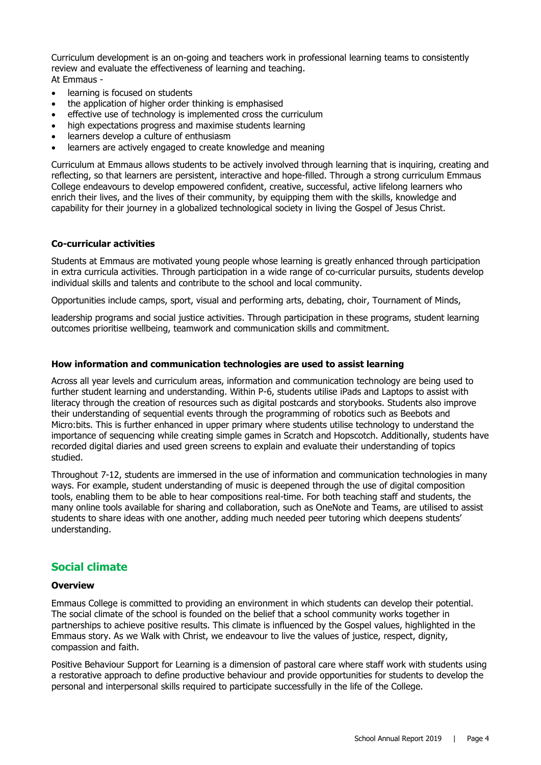Curriculum development is an on-going and teachers work in professional learning teams to consistently review and evaluate the effectiveness of learning and teaching.
At Emmaus -

- learning is focused on students
- the application of higher order thinking is emphasised
- effective use of technology is implemented cross the curriculum
- high expectations progress and maximise students learning
- learners develop a culture of enthusiasm
- learners are actively engaged to create knowledge and meaning

Curriculum at Emmaus allows students to be actively involved through learning that is inquiring, creating and reflecting, so that learners are persistent, interactive and hope-filled. Through a strong curriculum Emmaus College endeavours to develop empowered confident, creative, successful, active lifelong learners who enrich their lives, and the lives of their community, by equipping them with the skills, knowledge and capability for their journey in a globalized technological society in living the Gospel of Jesus Christ.

### Co-curricular activities

Students at Emmaus are motivated young people whose learning is greatly enhanced through participation in extra curricula activities. Through participation in a wide range of co-curricular pursuits, students develop individual skills and talents and contribute to the school and local community.

Opportunities include camps, sport, visual and performing arts, debating, choir, Tournament of Minds,

leadership programs and social justice activities. Through participation in these programs, student learning outcomes prioritise wellbeing, teamwork and communication skills and commitment.

### How information and communication technologies are used to assist learning

Across all year levels and curriculum areas, information and communication technology are being used to further student learning and understanding. Within P-6, students utilise iPads and Laptops to assist with literacy through the creation of resources such as digital postcards and storybooks. Students also improve their understanding of sequential events through the programming of robotics such as Beebots and Micro:bits. This is further enhanced in upper primary where students utilise technology to understand the importance of sequencing while creating simple games in Scratch and Hopscotch. Additionally, students have recorded digital diaries and used green screens to explain and evaluate their understanding of topics studied.

Throughout 7-12, students are immersed in the use of information and communication technologies in many ways. For example, student understanding of music is deepened through the use of digital composition tools, enabling them to be able to hear compositions real-time. For both teaching staff and students, the many online tools available for sharing and collaboration, such as OneNote and Teams, are utilised to assist students to share ideas with one another, adding much needed peer tutoring which deepens students' understanding.

## Social climate

### Overview

Emmaus College is committed to providing an environment in which students can develop their potential. The social climate of the school is founded on the belief that a school community works together in partnerships to achieve positive results. This climate is influenced by the Gospel values, highlighted in the Emmaus story. As we Walk with Christ, we endeavour to live the values of justice, respect, dignity, compassion and faith.

Positive Behaviour Support for Learning is a dimension of pastoral care where staff work with students using a restorative approach to define productive behaviour and provide opportunities for students to develop the personal and interpersonal skills required to participate successfully in the life of the College.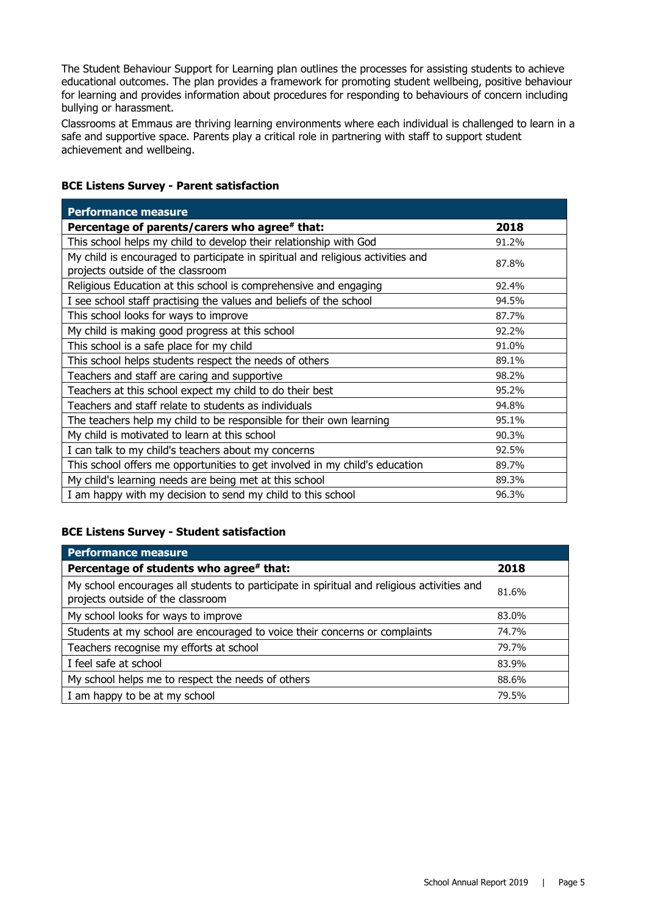The Student Behaviour Support for Learning plan outlines the processes for assisting students to achieve educational outcomes. The plan provides a framework for promoting student wellbeing, positive behaviour for learning and provides information about procedures for responding to behaviours of concern including bullying or harassment.

Classrooms at Emmaus are thriving learning environments where each individual is challenged to learn in a safe and supportive space. Parents play a critical role in partnering with staff to support student achievement and wellbeing.

**BCE Listens Survey - Parent satisfaction**

| Performance measure | |
|---|---|
| **Percentage of parents/carers who agree# that:** | **2018** |
| This school helps my child to develop their relationship with God | 91.2% |
| My child is encouraged to participate in spiritual and religious activities and projects outside of the classroom | 87.8% |
| Religious Education at this school is comprehensive and engaging | 92.4% |
| I see school staff practising the values and beliefs of the school | 94.5% |
| This school looks for ways to improve | 87.7% |
| My child is making good progress at this school | 92.2% |
| This school is a safe place for my child | 91.0% |
| This school helps students respect the needs of others | 89.1% |
| Teachers and staff are caring and supportive | 98.2% |
| Teachers at this school expect my child to do their best | 95.2% |
| Teachers and staff relate to students as individuals | 94.8% |
| The teachers help my child to be responsible for their own learning | 95.1% |
| My child is motivated to learn at this school | 90.3% |
| I can talk to my child's teachers about my concerns | 92.5% |
| This school offers me opportunities to get involved in my child's education | 89.7% |
| My child's learning needs are being met at this school | 89.3% |
| I am happy with my decision to send my child to this school | 96.3% |

**BCE Listens Survey - Student satisfaction**

| Performance measure | |
|---|---|
| **Percentage of students who agree# that:** | **2018** |
| My school encourages all students to participate in spiritual and religious activities and projects outside of the classroom | 81.6% |
| My school looks for ways to improve | 83.0% |
| Students at my school are encouraged to voice their concerns or complaints | 74.7% |
| Teachers recognise my efforts at school | 79.7% |
| I feel safe at school | 83.9% |
| My school helps me to respect the needs of others | 88.6% |
| I am happy to be at my school | 79.5% |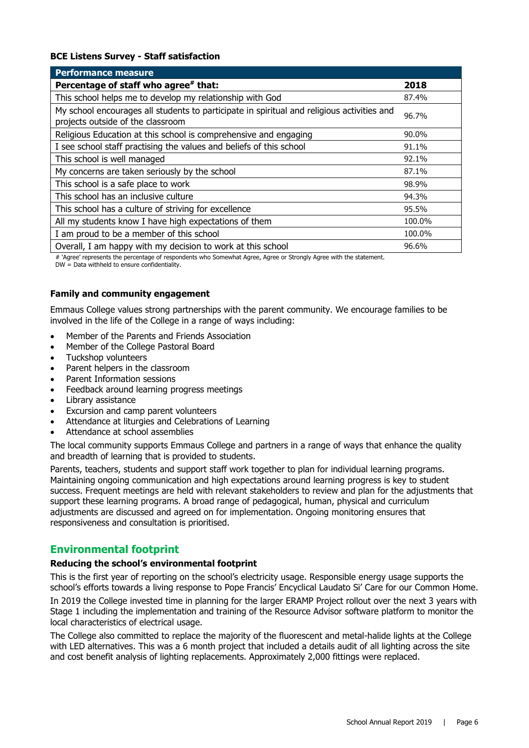**BCE Listens Survey - Staff satisfaction**

| Performance measure | |
|---|---|
| **Percentage of staff who agree# that:** | **2018** |
| This school helps me to develop my relationship with God | 87.4% |
| My school encourages all students to participate in spiritual and religious activities and projects outside of the classroom | 96.7% |
| Religious Education at this school is comprehensive and engaging | 90.0% |
| I see school staff practising the values and beliefs of this school | 91.1% |
| This school is well managed | 92.1% |
| My concerns are taken seriously by the school | 87.1% |
| This school is a safe place to work | 98.9% |
| This school has an inclusive culture | 94.3% |
| This school has a culture of striving for excellence | 95.5% |
| All my students know I have high expectations of them | 100.0% |
| I am proud to be a member of this school | 100.0% |
| Overall, I am happy with my decision to work at this school | 96.6% |

# 'Agree' represents the percentage of respondents who Somewhat Agree, Agree or Strongly Agree with the statement.
DW = Data withheld to ensure confidentiality.

**Family and community engagement**

Emmaus College values strong partnerships with the parent community. We encourage families to be involved in the life of the College in a range of ways including:

- Member of the Parents and Friends Association
- Member of the College Pastoral Board
- Tuckshop volunteers
- Parent helpers in the classroom
- Parent Information sessions
- Feedback around learning progress meetings
- Library assistance
- Excursion and camp parent volunteers
- Attendance at liturgies and Celebrations of Learning
- Attendance at school assemblies

The local community supports Emmaus College and partners in a range of ways that enhance the quality and breadth of learning that is provided to students.

Parents, teachers, students and support staff work together to plan for individual learning programs. Maintaining ongoing communication and high expectations around learning progress is key to student success. Frequent meetings are held with relevant stakeholders to review and plan for the adjustments that support these learning programs. A broad range of pedagogical, human, physical and curriculum adjustments are discussed and agreed on for implementation. Ongoing monitoring ensures that responsiveness and consultation is prioritised.

## Environmental footprint

**Reducing the school's environmental footprint**

This is the first year of reporting on the school's electricity usage. Responsible energy usage supports the school's efforts towards a living response to Pope Francis' Encyclical Laudato Si' Care for our Common Home.

In 2019 the College invested time in planning for the larger ERAMP Project rollout over the next 3 years with Stage 1 including the implementation and training of the Resource Advisor software platform to monitor the local characteristics of electrical usage.

The College also committed to replace the majority of the fluorescent and metal-halide lights at the College with LED alternatives. This was a 6 month project that included a details audit of all lighting across the site and cost benefit analysis of lighting replacements. Approximately 2,000 fittings were replaced.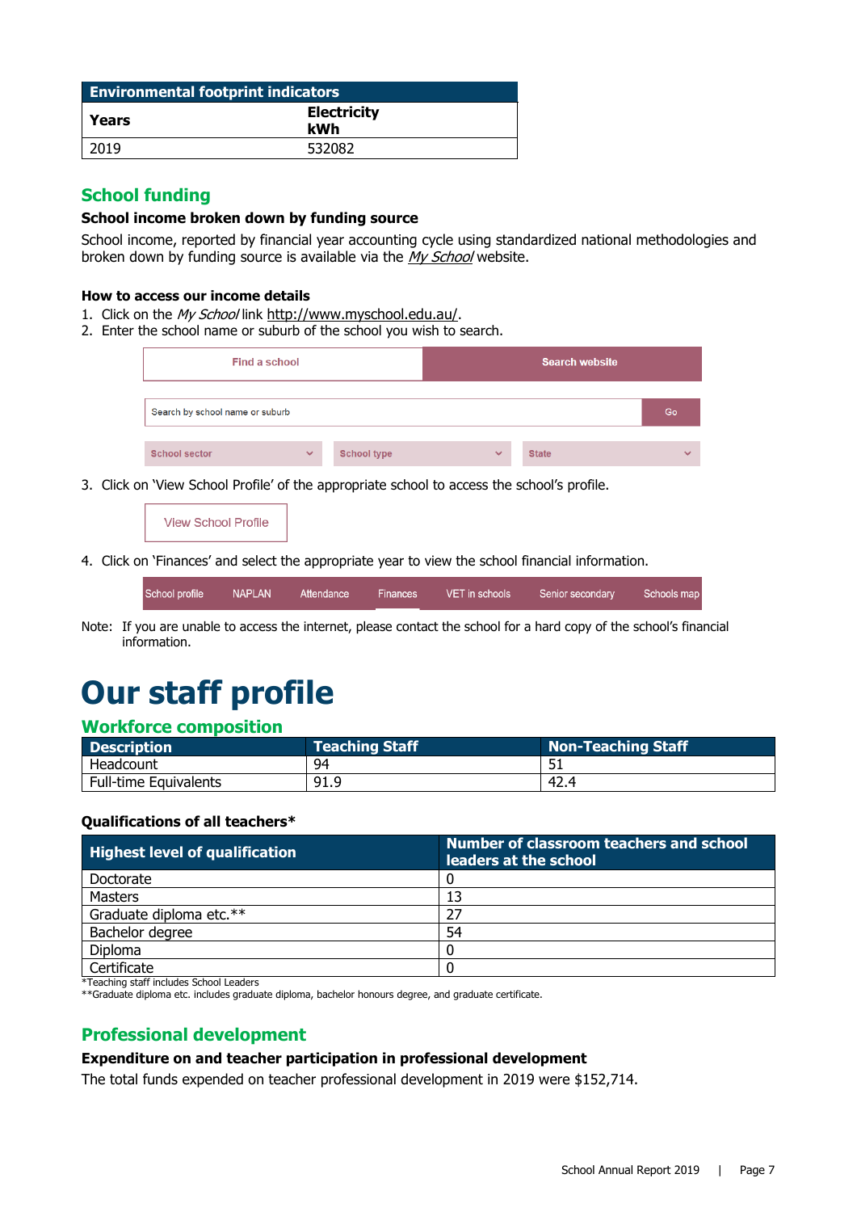| Environmental footprint indicators | |
|---|---|
| **Years** | **Electricity kWh** |
| 2019 | 532082 |

## School funding

### School income broken down by funding source

School income, reported by financial year accounting cycle using standardized national methodologies and broken down by funding source is available via the *My School* website.

### How to access our income details

1. Click on the *My School* link http://www.myschool.edu.au/.
2. Enter the school name or suburb of the school you wish to search.

| Find a school | Search website |
|---|---|

| Search by school name or suburb | Go |
|---|---|

| School sector | School type | State |
|---|---|---|

3. Click on 'View School Profile' of the appropriate school to access the school's profile.

View School Profile

4. Click on 'Finances' and select the appropriate year to view the school financial information.

| School profile | NAPLAN | Attendance | Finances | VET in schools | Senior secondary | Schools map |
|---|---|---|---|---|---|---|

Note: If you are unable to access the internet, please contact the school for a hard copy of the school's financial information.

# Our staff profile

## Workforce composition

| Description | Teaching Staff | Non-Teaching Staff |
|---|---|---|
| Headcount | 94 | 51 |
| Full-time Equivalents | 91.9 | 42.4 |

### Qualifications of all teachers*

| Highest level of qualification | Number of classroom teachers and school leaders at the school |
|---|---|
| Doctorate | 0 |
| Masters | 13 |
| Graduate diploma etc.** | 27 |
| Bachelor degree | 54 |
| Diploma | 0 |
| Certificate | 0 |

*Teaching staff includes School Leaders

**Graduate diploma etc. includes graduate diploma, bachelor honours degree, and graduate certificate.

## Professional development

### Expenditure on and teacher participation in professional development

The total funds expended on teacher professional development in 2019 were $152,714.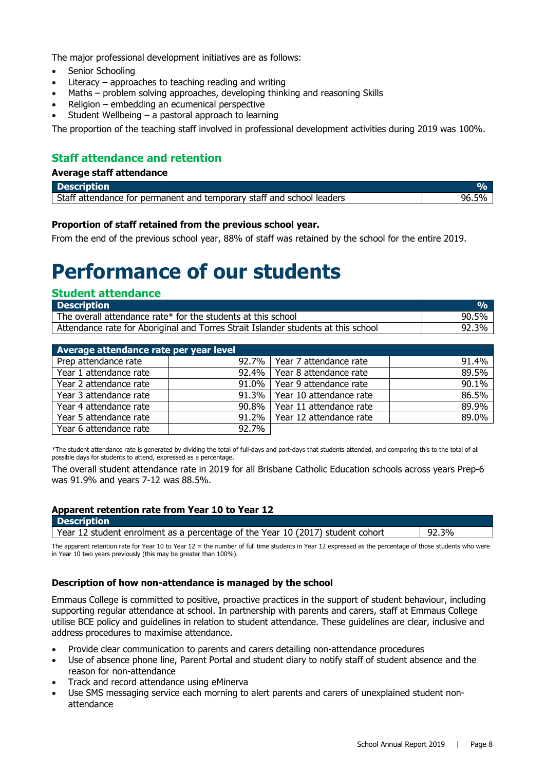The major professional development initiatives are as follows:

- Senior Schooling
- Literacy – approaches to teaching reading and writing
- Maths – problem solving approaches, developing thinking and reasoning Skills
- Religion – embedding an ecumenical perspective
- Student Wellbeing – a pastoral approach to learning

The proportion of the teaching staff involved in professional development activities during 2019 was 100%.

## Staff attendance and retention

**Average staff attendance**

| Description | % |
|---|---|
| Staff attendance for permanent and temporary staff and school leaders | 96.5% |

**Proportion of staff retained from the previous school year.**

From the end of the previous school year, 88% of staff was retained by the school for the entire 2019.

# Performance of our students

## Student attendance

| Description | % |
|---|---|
| The overall attendance rate* for the students at this school | 90.5% |
| Attendance rate for Aboriginal and Torres Strait Islander students at this school | 92.3% |

| Average attendance rate per year level | | | |
|---|---|---|---|
| Prep attendance rate | 92.7% | Year 7 attendance rate | 91.4% |
| Year 1 attendance rate | 92.4% | Year 8 attendance rate | 89.5% |
| Year 2 attendance rate | 91.0% | Year 9 attendance rate | 90.1% |
| Year 3 attendance rate | 91.3% | Year 10 attendance rate | 86.5% |
| Year 4 attendance rate | 90.8% | Year 11 attendance rate | 89.9% |
| Year 5 attendance rate | 91.2% | Year 12 attendance rate | 89.0% |
| Year 6 attendance rate | 92.7% | | |

*The student attendance rate is generated by dividing the total of full-days and part-days that students attended, and comparing this to the total of all possible days for students to attend, expressed as a percentage.

The overall student attendance rate in 2019 for all Brisbane Catholic Education schools across years Prep-6 was 91.9% and years 7-12 was 88.5%.

**Apparent retention rate from Year 10 to Year 12**

| Description | |
|---|---|
| Year 12 student enrolment as a percentage of the Year 10 (2017) student cohort | 92.3% |

The apparent retention rate for Year 10 to Year 12 = the number of full time students in Year 12 expressed as the percentage of those students who were in Year 10 two years previously (this may be greater than 100%).

**Description of how non-attendance is managed by the school**

Emmaus College is committed to positive, proactive practices in the support of student behaviour, including supporting regular attendance at school. In partnership with parents and carers, staff at Emmaus College utilise BCE policy and guidelines in relation to student attendance. These guidelines are clear, inclusive and address procedures to maximise attendance.

- Provide clear communication to parents and carers detailing non-attendance procedures
- Use of absence phone line, Parent Portal and student diary to notify staff of student absence and the reason for non-attendance
- Track and record attendance using eMinerva
- Use SMS messaging service each morning to alert parents and carers of unexplained student non-attendance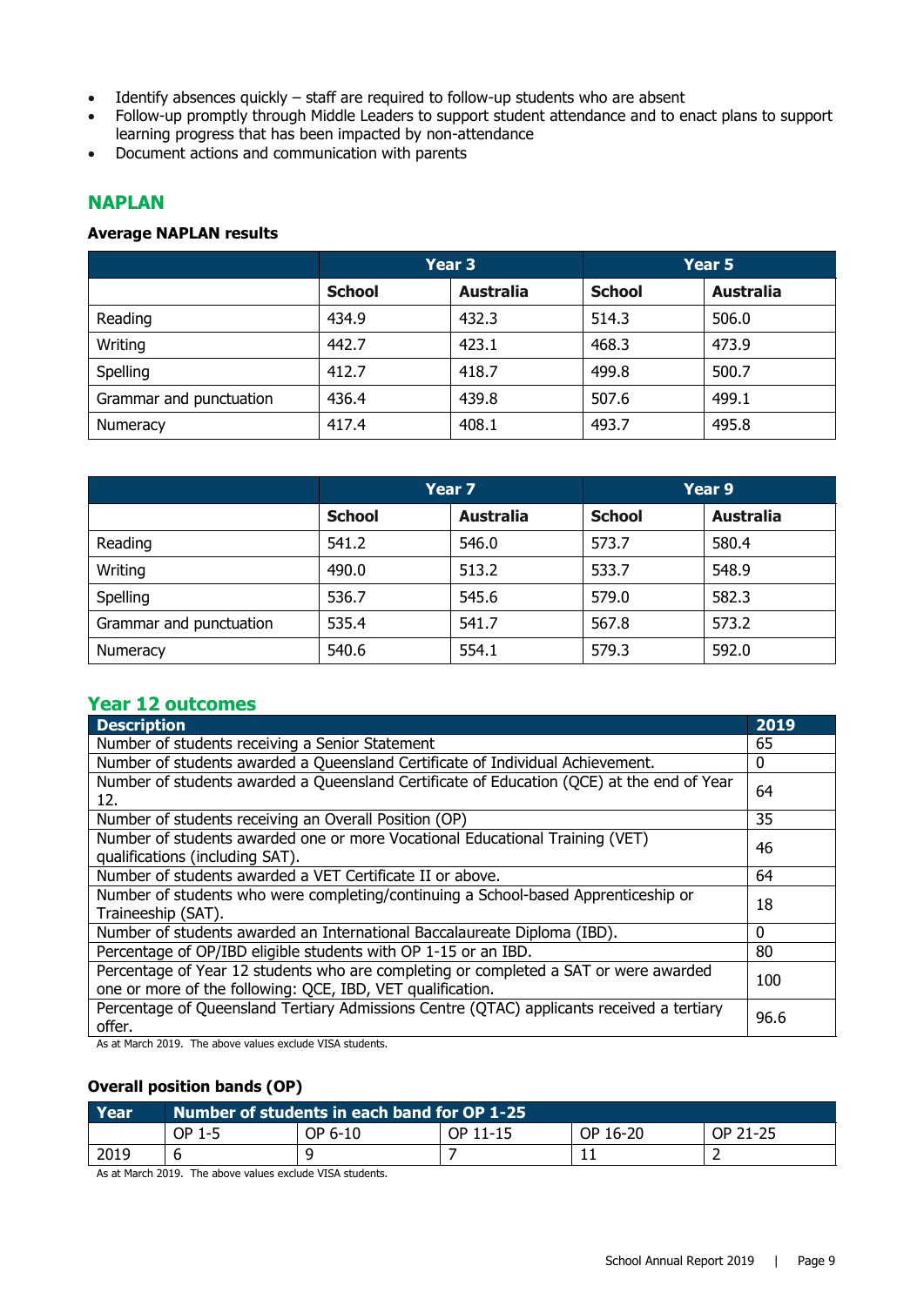- Identify absences quickly – staff are required to follow-up students who are absent
- Follow-up promptly through Middle Leaders to support student attendance and to enact plans to support learning progress that has been impacted by non-attendance
- Document actions and communication with parents

## NAPLAN

### Average NAPLAN results

| | Year 3 | | Year 5 | |
|---|---|---|---|---|
| | **School** | **Australia** | **School** | **Australia** |
| Reading | 434.9 | 432.3 | 514.3 | 506.0 |
| Writing | 442.7 | 423.1 | 468.3 | 473.9 |
| Spelling | 412.7 | 418.7 | 499.8 | 500.7 |
| Grammar and punctuation | 436.4 | 439.8 | 507.6 | 499.1 |
| Numeracy | 417.4 | 408.1 | 493.7 | 495.8 |

| | Year 7 | | Year 9 | |
|---|---|---|---|---|
| | **School** | **Australia** | **School** | **Australia** |
| Reading | 541.2 | 546.0 | 573.7 | 580.4 |
| Writing | 490.0 | 513.2 | 533.7 | 548.9 |
| Spelling | 536.7 | 545.6 | 579.0 | 582.3 |
| Grammar and punctuation | 535.4 | 541.7 | 567.8 | 573.2 |
| Numeracy | 540.6 | 554.1 | 579.3 | 592.0 |

## Year 12 outcomes

| Description | 2019 |
|---|---|
| Number of students receiving a Senior Statement | 65 |
| Number of students awarded a Queensland Certificate of Individual Achievement. | 0 |
| Number of students awarded a Queensland Certificate of Education (QCE) at the end of Year 12. | 64 |
| Number of students receiving an Overall Position (OP) | 35 |
| Number of students awarded one or more Vocational Educational Training (VET) qualifications (including SAT). | 46 |
| Number of students awarded a VET Certificate II or above. | 64 |
| Number of students who were completing/continuing a School-based Apprenticeship or Traineeship (SAT). | 18 |
| Number of students awarded an International Baccalaureate Diploma (IBD). | 0 |
| Percentage of OP/IBD eligible students with OP 1-15 or an IBD. | 80 |
| Percentage of Year 12 students who are completing or completed a SAT or were awarded one or more of the following: QCE, IBD, VET qualification. | 100 |
| Percentage of Queensland Tertiary Admissions Centre (QTAC) applicants received a tertiary offer. | 96.6 |

As at March 2019. The above values exclude VISA students.

### Overall position bands (OP)

| Year | Number of students in each band for OP 1-25 | | | | |
|---|---|---|---|---|---|
| | OP 1-5 | OP 6-10 | OP 11-15 | OP 16-20 | OP 21-25 |
| 2019 | 6 | 9 | 7 | 11 | 2 |

As at March 2019. The above values exclude VISA students.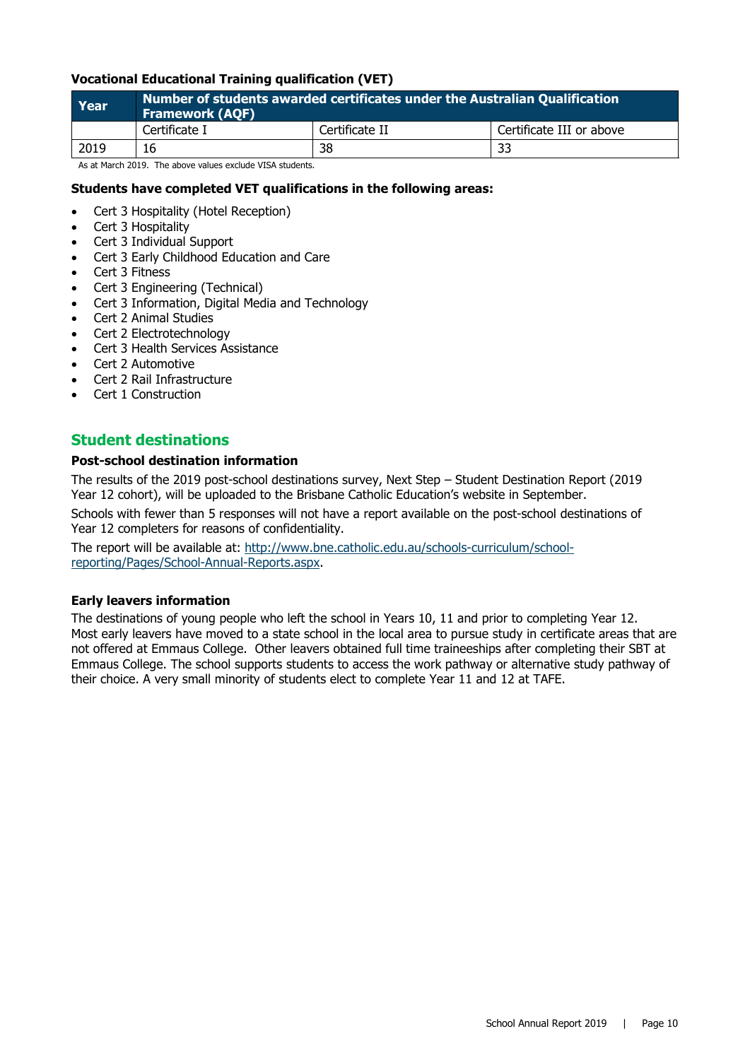### Vocational Educational Training qualification (VET)

| Year | Number of students awarded certificates under the Australian Qualification Framework (AQF) | | |
|---|---|---|---|
| | Certificate I | Certificate II | Certificate III or above |
| 2019 | 16 | 38 | 33 |

As at March 2019. The above values exclude VISA students.

**Students have completed VET qualifications in the following areas:**

- Cert 3 Hospitality (Hotel Reception)
- Cert 3 Hospitality
- Cert 3 Individual Support
- Cert 3 Early Childhood Education and Care
- Cert 3 Fitness
- Cert 3 Engineering (Technical)
- Cert 3 Information, Digital Media and Technology
- Cert 2 Animal Studies
- Cert 2 Electrotechnology
- Cert 3 Health Services Assistance
- Cert 2 Automotive
- Cert 2 Rail Infrastructure
- Cert 1 Construction

## Student destinations

### Post-school destination information

The results of the 2019 post-school destinations survey, Next Step – Student Destination Report (2019 Year 12 cohort), will be uploaded to the Brisbane Catholic Education's website in September.

Schools with fewer than 5 responses will not have a report available on the post-school destinations of Year 12 completers for reasons of confidentiality.

The report will be available at: [http://www.bne.catholic.edu.au/schools-curriculum/school-reporting/Pages/School-Annual-Reports.aspx](http://www.bne.catholic.edu.au/schools-curriculum/school-reporting/Pages/School-Annual-Reports.aspx).

### Early leavers information

The destinations of young people who left the school in Years 10, 11 and prior to completing Year 12. Most early leavers have moved to a state school in the local area to pursue study in certificate areas that are not offered at Emmaus College. Other leavers obtained full time traineeships after completing their SBT at Emmaus College. The school supports students to access the work pathway or alternative study pathway of their choice. A very small minority of students elect to complete Year 11 and 12 at TAFE.